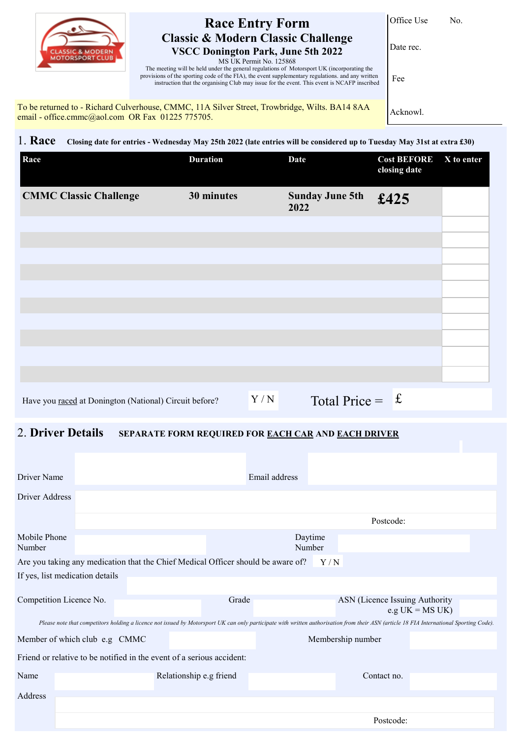# Race Entry Form

## Classic & Modern Classic Challenge

### VSCC Donington Park, June 5th 2022

MS UK Permit No. 125868

The meeting will be held under the general regulations of Motorsport UK (incorporating the provisions of the sporting code of the FIA), the event supplementary regulations. and any written instruction that the organising Club may issue for the event. This event is NCAFP inscribed

| Office Use | No. |
|---|---|
| Date rec. | |
| Fee | |
| Acknowl. | |

To be returned to - Richard Culverhouse, CMMC, 11A Silver Street, Trowbridge, Wilts. BA14 8AA
email - office.cmmc@aol.com OR Fax 01225 775705.

## 1. Race

**Closing date for entries - Wednesday May 25th 2022 (late entries will be considered up to Tuesday May 31st at extra £30)**

| Race | Duration | Date | Cost BEFORE closing date | X to enter |
|---|---|---|---|---|
| **CMMC Classic Challenge** | **30 minutes** | **Sunday June 5th 2022** | **£425** | |
| | | | | |
| | | | | |
| | | | | |
| | | | | |
| | | | | |
| | | | | |
| | | | | |
| | | | | |
| | | | | |
| | | | | |

Have you raced at Donington (National) Circuit before? Y / N

Total Price = £

## 2. Driver Details

**SEPARATE FORM REQUIRED FOR EACH CAR AND EACH DRIVER**

Driver Name

Email address

Driver Address

Postcode:

Mobile Phone Number

Daytime Number

Are you taking any medication that the Chief Medical Officer should be aware of? Y / N

If yes, list medication details

Competition Licence No.

Grade

ASN (Licence Issuing Authority e.g UK = MS UK)

*Please note that competitors holding a licence not issued by Motorsport UK can only participate with written authorisation from their ASN (article 18 FIA International Sporting Code).*

Member of which club e.g CMMC

Membership number

Friend or relative to be notified in the event of a serious accident:

Name

Relationship e.g friend

Contact no.

Address

Postcode: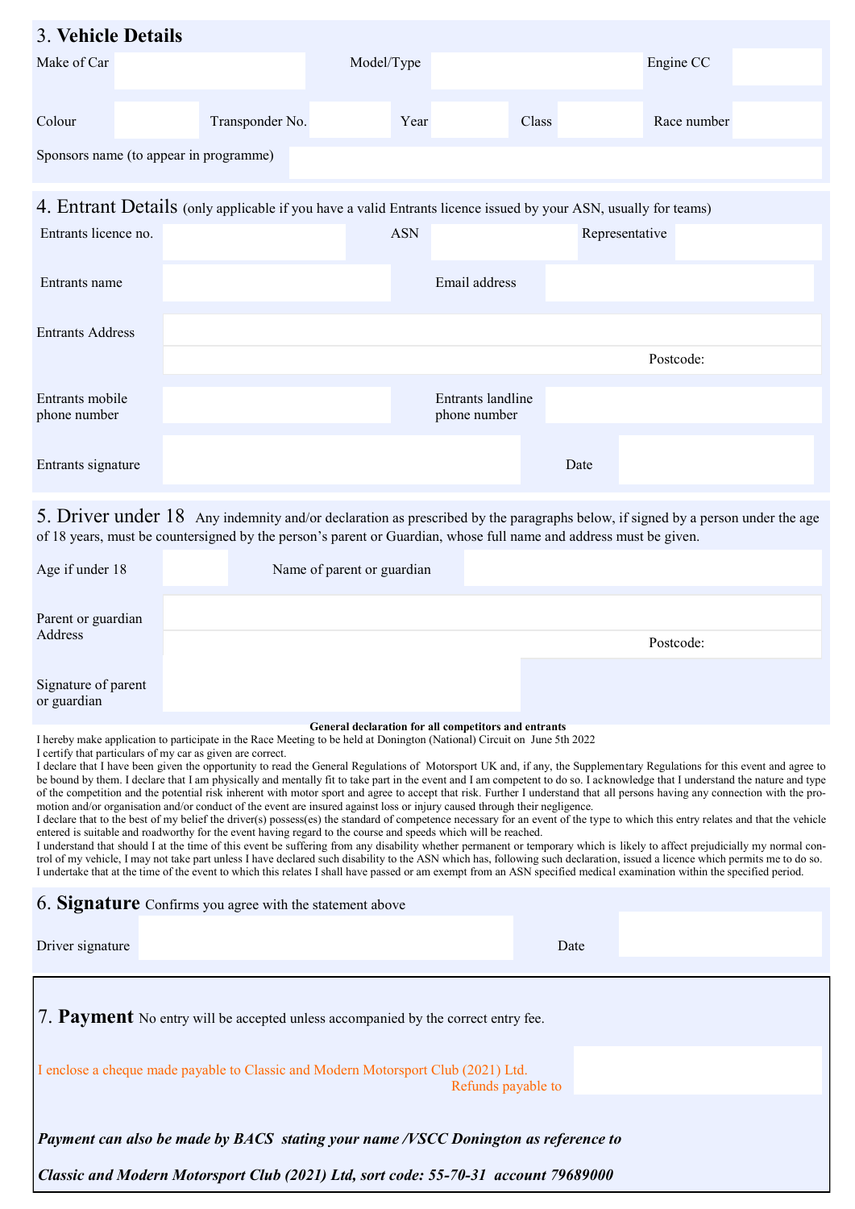## 3. **Vehicle Details**

Make of Car | Model/Type | Engine CC

Colour | Transponder No. | Year | Class | Race number

Sponsors name (to appear in programme)

## 4. Entrant Details (only applicable if you have a valid Entrants licence issued by your ASN, usually for teams)

Entrants licence no. | ASN | Representative

Entrants name | Email address

Entrants Address

Postcode:

Entrants mobile phone number | Entrants landline phone number

Entrants signature | Date

## 5. Driver under 18

Any indemnity and/or declaration as prescribed by the paragraphs below, if signed by a person under the age of 18 years, must be countersigned by the person's parent or Guardian, whose full name and address must be given.

Age if under 18 | Name of parent or guardian

Parent or guardian Address

Postcode:

Signature of parent or guardian

**General declaration for all competitors and entrants**

I hereby make application to participate in the Race Meeting to be held at Donington (National) Circuit on June 5th 2022
I certify that particulars of my car as given are correct.
I declare that I have been given the opportunity to read the General Regulations of Motorsport UK and, if any, the Supplementary Regulations for this event and agree to be bound by them. I declare that I am physically and mentally fit to take part in the event and I am competent to do so. I acknowledge that I understand the nature and type of the competition and the potential risk inherent with motor sport and agree to accept that risk. Further I understand that all persons having any connection with the promotion and/or organisation and/or conduct of the event are insured against loss or injury caused through their negligence.
I declare that to the best of my belief the driver(s) possess(es) the standard of competence necessary for an event of the type to which this entry relates and that the vehicle entered is suitable and roadworthy for the event having regard to the course and speeds which will be reached.
I understand that should I at the time of this event be suffering from any disability whether permanent or temporary which is likely to affect prejudicially my normal control of my vehicle, I may not take part unless I have declared such disability to the ASN which has, following such declaration, issued a licence which permits me to do so.
I undertake that at the time of the event to which this relates I shall have passed or am exempt from an ASN specified medical examination within the specified period.

## 6. **Signature** Confirms you agree with the statement above

Driver signature | Date

## 7. **Payment** No entry will be accepted unless accompanied by the correct entry fee.

I enclose a cheque made payable to Classic and Modern Motorsport Club (2021) Ltd.
Refunds payable to

***Payment can also be made by BACS stating your name /VSCC Donington as reference to***

***Classic and Modern Motorsport Club (2021) Ltd, sort code: 55-70-31 account 79689000***